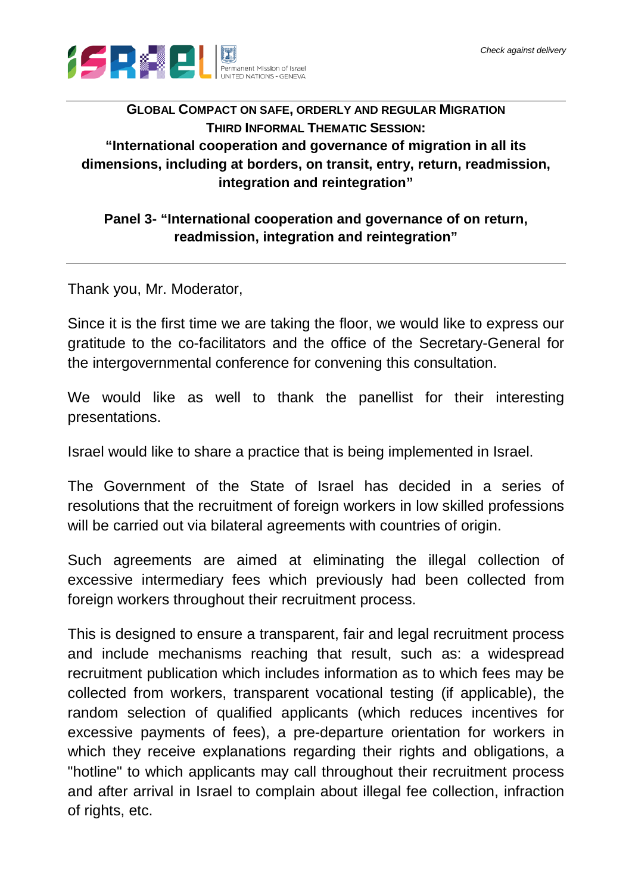*Check against delivery*

**GLOBAL COMPACT ON SAFE, ORDERLY AND REGULAR MIGRATION**
**THIRD INFORMAL THEMATIC SESSION:**
**"International cooperation and governance of migration in all its dimensions, including at borders, on transit, entry, return, readmission, integration and reintegration"**

**Panel 3- "International cooperation and governance of on return, readmission, integration and reintegration"**

---

Thank you, Mr. Moderator,

Since it is the first time we are taking the floor, we would like to express our gratitude to the co-facilitators and the office of the Secretary-General for the intergovernmental conference for convening this consultation.

We would like as well to thank the panellist for their interesting presentations.

Israel would like to share a practice that is being implemented in Israel.

The Government of the State of Israel has decided in a series of resolutions that the recruitment of foreign workers in low skilled professions will be carried out via bilateral agreements with countries of origin.

Such agreements are aimed at eliminating the illegal collection of excessive intermediary fees which previously had been collected from foreign workers throughout their recruitment process.

This is designed to ensure a transparent, fair and legal recruitment process and include mechanisms reaching that result, such as: a widespread recruitment publication which includes information as to which fees may be collected from workers, transparent vocational testing (if applicable), the random selection of qualified applicants (which reduces incentives for excessive payments of fees), a pre-departure orientation for workers in which they receive explanations regarding their rights and obligations, a "hotline" to which applicants may call throughout their recruitment process and after arrival in Israel to complain about illegal fee collection, infraction of rights, etc.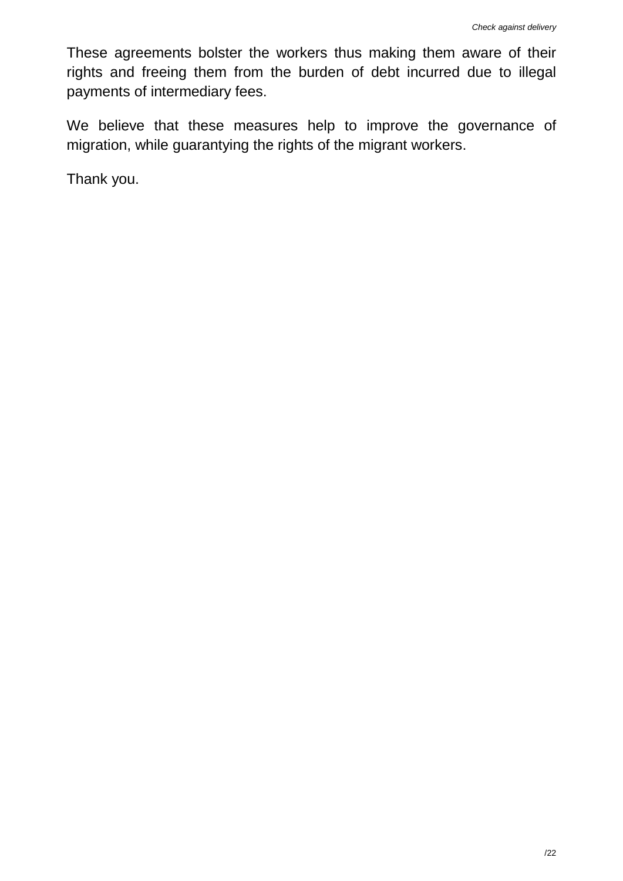These agreements bolster the workers thus making them aware of their rights and freeing them from the burden of debt incurred due to illegal payments of intermediary fees.

We believe that these measures help to improve the governance of migration, while guarantying the rights of the migrant workers.

Thank you.